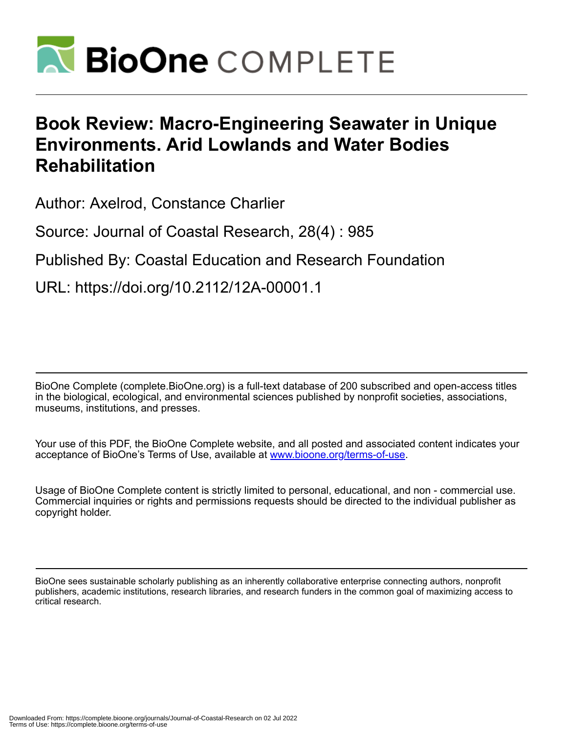# Book Review: Macro-Engineering Seawater in Unique Environments. Arid Lowlands and Water Bodies Rehabilitation

Author: Axelrod, Constance Charlier

Source: Journal of Coastal Research, 28(4) : 985

Published By: Coastal Education and Research Foundation

URL: https://doi.org/10.2112/12A-00001.1

---

BioOne Complete (complete.BioOne.org) is a full-text database of 200 subscribed and open-access titles in the biological, ecological, and environmental sciences published by nonprofit societies, associations, museums, institutions, and presses.

Your use of this PDF, the BioOne Complete website, and all posted and associated content indicates your acceptance of BioOne's Terms of Use, available at www.bioone.org/terms-of-use.

Usage of BioOne Complete content is strictly limited to personal, educational, and non - commercial use. Commercial inquiries or rights and permissions requests should be directed to the individual publisher as copyright holder.

---

BioOne sees sustainable scholarly publishing as an inherently collaborative enterprise connecting authors, nonprofit publishers, academic institutions, research libraries, and research funders in the common goal of maximizing access to critical research.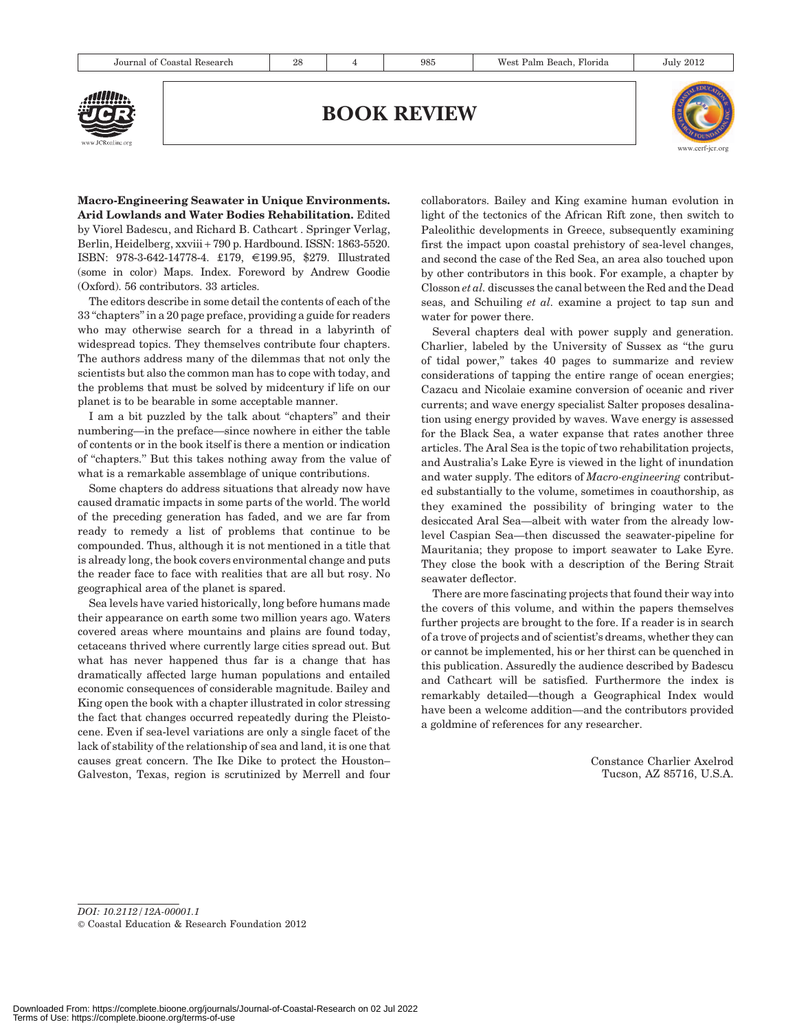# BOOK REVIEW

**Macro-Engineering Seawater in Unique Environments. Arid Lowlands and Water Bodies Rehabilitation.** Edited by Viorel Badescu, and Richard B. Cathcart . Springer Verlag, Berlin, Heidelberg, xxviii + 790 p. Hardbound. ISSN: 1863-5520. ISBN: 978-3-642-14778-4. £179, €199.95, $279. Illustrated (some in color) Maps. Index. Foreword by Andrew Goodie (Oxford). 56 contributors. 33 articles.

The editors describe in some detail the contents of each of the 33 "chapters" in a 20 page preface, providing a guide for readers who may otherwise search for a thread in a labyrinth of widespread topics. They themselves contribute four chapters. The authors address many of the dilemmas that not only the scientists but also the common man has to cope with today, and the problems that must be solved by midcentury if life on our planet is to be bearable in some acceptable manner.

I am a bit puzzled by the talk about "chapters" and their numbering—in the preface—since nowhere in either the table of contents or in the book itself is there a mention or indication of "chapters." But this takes nothing away from the value of what is a remarkable assemblage of unique contributions.

Some chapters do address situations that already now have caused dramatic impacts in some parts of the world. The world of the preceding generation has faded, and we are far from ready to remedy a list of problems that continue to be compounded. Thus, although it is not mentioned in a title that is already long, the book covers environmental change and puts the reader face to face with realities that are all but rosy. No geographical area of the planet is spared.

Sea levels have varied historically, long before humans made their appearance on earth some two million years ago. Waters covered areas where mountains and plains are found today, cetaceans thrived where currently large cities spread out. But what has never happened thus far is a change that has dramatically affected large human populations and entailed economic consequences of considerable magnitude. Bailey and King open the book with a chapter illustrated in color stressing the fact that changes occurred repeatedly during the Pleistocene. Even if sea-level variations are only a single facet of the lack of stability of the relationship of sea and land, it is one that causes great concern. The Ike Dike to protect the Houston–Galveston, Texas, region is scrutinized by Merrell and four collaborators. Bailey and King examine human evolution in light of the tectonics of the African Rift zone, then switch to Paleolithic developments in Greece, subsequently examining first the impact upon coastal prehistory of sea-level changes, and second the case of the Red Sea, an area also touched upon by other contributors in this book. For example, a chapter by Closson *et al.* discusses the canal between the Red and the Dead seas, and Schuiling *et al*. examine a project to tap sun and water for power there.

Several chapters deal with power supply and generation. Charlier, labeled by the University of Sussex as "the guru of tidal power," takes 40 pages to summarize and review considerations of tapping the entire range of ocean energies; Cazacu and Nicolaie examine conversion of oceanic and river currents; and wave energy specialist Salter proposes desalination using energy provided by waves. Wave energy is assessed for the Black Sea, a water expanse that rates another three articles. The Aral Sea is the topic of two rehabilitation projects, and Australia's Lake Eyre is viewed in the light of inundation and water supply. The editors of *Macro-engineering* contributed substantially to the volume, sometimes in coauthorship, as they examined the possibility of bringing water to the desiccated Aral Sea—albeit with water from the already low-level Caspian Sea—then discussed the seawater-pipeline for Mauritania; they propose to import seawater to Lake Eyre. They close the book with a description of the Bering Strait seawater deflector.

There are more fascinating projects that found their way into the covers of this volume, and within the papers themselves further projects are brought to the fore. If a reader is in search of a trove of projects and of scientist's dreams, whether they can or cannot be implemented, his or her thirst can be quenched in this publication. Assuredly the audience described by Badescu and Cathcart will be satisfied. Furthermore the index is remarkably detailed—though a Geographical Index would have been a welcome addition—and the contributors provided a goldmine of references for any researcher.

Constance Charlier Axelrod
Tucson, AZ 85716, U.S.A.

*DOI: 10.2112/12A-00001.1*
© Coastal Education & Research Foundation 2012